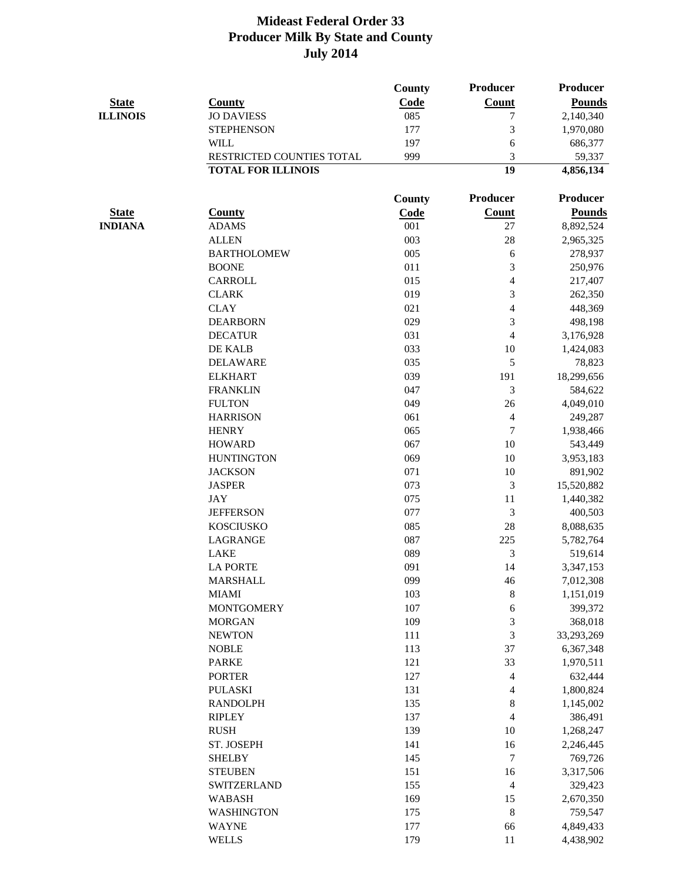# Mideast Federal Order 33
## Producer Milk By State and County
## July 2014

| State | County | County Code | Producer Count | Producer Pounds |
|---|---|---|---|---|
| ILLINOIS | JO DAVIESS | 085 | 7 | 2,140,340 |
| | STEPHENSON | 177 | 3 | 1,970,080 |
| | WILL | 197 | 6 | 686,377 |
| | RESTRICTED COUNTIES TOTAL | 999 | 3 | 59,337 |
| | **TOTAL FOR ILLINOIS** | | **19** | **4,856,134** |

| State | County | County Code | Producer Count | Producer Pounds |
|---|---|---|---|---|
| INDIANA | ADAMS | 001 | 27 | 8,892,524 |
| | ALLEN | 003 | 28 | 2,965,325 |
| | BARTHOLOMEW | 005 | 6 | 278,937 |
| | BOONE | 011 | 3 | 250,976 |
| | CARROLL | 015 | 4 | 217,407 |
| | CLARK | 019 | 3 | 262,350 |
| | CLAY | 021 | 4 | 448,369 |
| | DEARBORN | 029 | 3 | 498,198 |
| | DECATUR | 031 | 4 | 3,176,928 |
| | DE KALB | 033 | 10 | 1,424,083 |
| | DELAWARE | 035 | 5 | 78,823 |
| | ELKHART | 039 | 191 | 18,299,656 |
| | FRANKLIN | 047 | 3 | 584,622 |
| | FULTON | 049 | 26 | 4,049,010 |
| | HARRISON | 061 | 4 | 249,287 |
| | HENRY | 065 | 7 | 1,938,466 |
| | HOWARD | 067 | 10 | 543,449 |
| | HUNTINGTON | 069 | 10 | 3,953,183 |
| | JACKSON | 071 | 10 | 891,902 |
| | JASPER | 073 | 3 | 15,520,882 |
| | JAY | 075 | 11 | 1,440,382 |
| | JEFFERSON | 077 | 3 | 400,503 |
| | KOSCIUSKO | 085 | 28 | 8,088,635 |
| | LAGRANGE | 087 | 225 | 5,782,764 |
| | LAKE | 089 | 3 | 519,614 |
| | LA PORTE | 091 | 14 | 3,347,153 |
| | MARSHALL | 099 | 46 | 7,012,308 |
| | MIAMI | 103 | 8 | 1,151,019 |
| | MONTGOMERY | 107 | 6 | 399,372 |
| | MORGAN | 109 | 3 | 368,018 |
| | NEWTON | 111 | 3 | 33,293,269 |
| | NOBLE | 113 | 37 | 6,367,348 |
| | PARKE | 121 | 33 | 1,970,511 |
| | PORTER | 127 | 4 | 632,444 |
| | PULASKI | 131 | 4 | 1,800,824 |
| | RANDOLPH | 135 | 8 | 1,145,002 |
| | RIPLEY | 137 | 4 | 386,491 |
| | RUSH | 139 | 10 | 1,268,247 |
| | ST. JOSEPH | 141 | 16 | 2,246,445 |
| | SHELBY | 145 | 7 | 769,726 |
| | STEUBEN | 151 | 16 | 3,317,506 |
| | SWITZERLAND | 155 | 4 | 329,423 |
| | WABASH | 169 | 15 | 2,670,350 |
| | WASHINGTON | 175 | 8 | 759,547 |
| | WAYNE | 177 | 66 | 4,849,433 |
| | WELLS | 179 | 11 | 4,438,902 |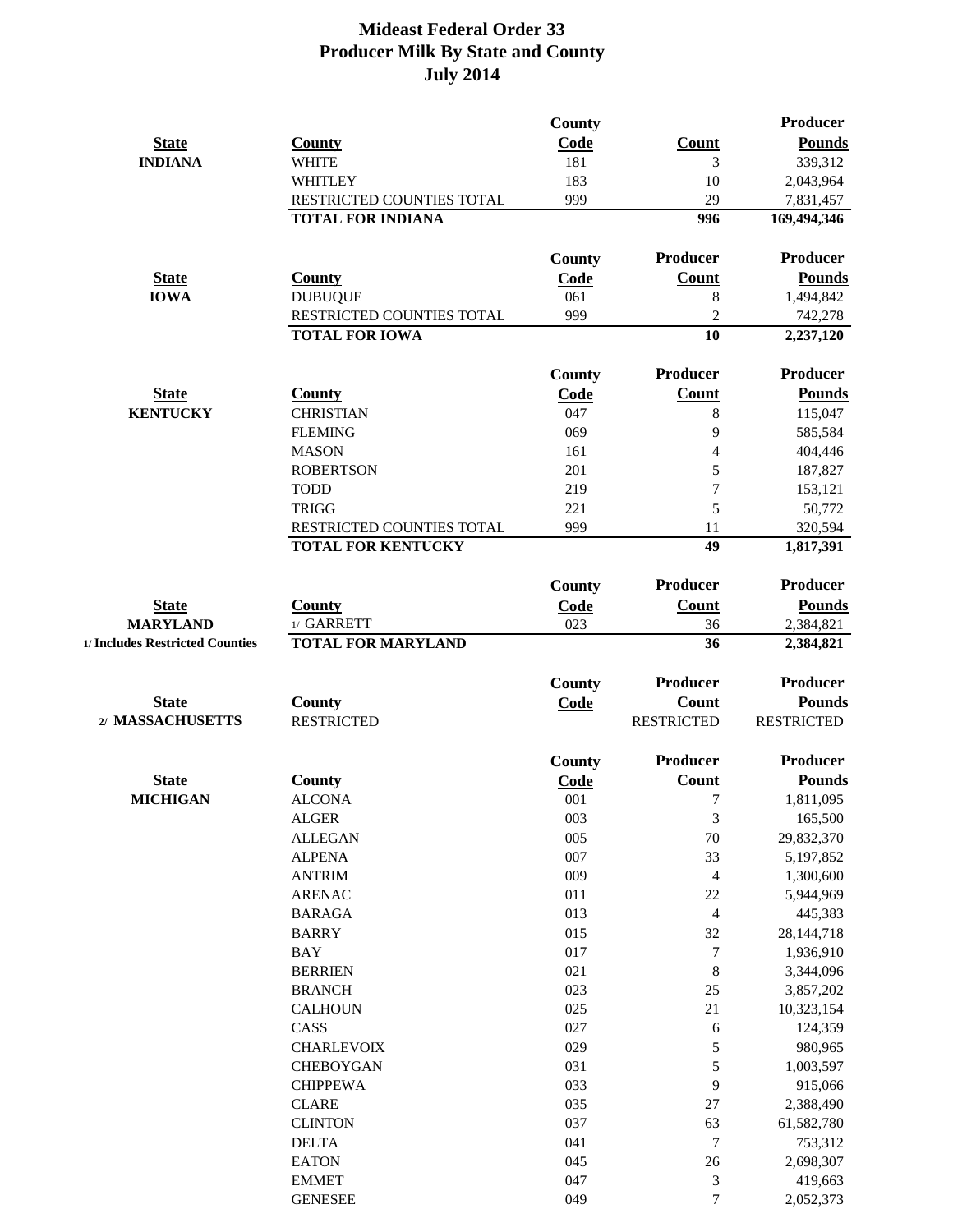# Mideast Federal Order 33
## Producer Milk By State and County
## July 2014

| State | County | County Code | Count | Producer Pounds |
|---|---|---|---|---|
| INDIANA | WHITE | 181 | 3 | 339,312 |
| | WHITLEY | 183 | 10 | 2,043,964 |
| | RESTRICTED COUNTIES TOTAL | 999 | 29 | 7,831,457 |
| | **TOTAL FOR INDIANA** | | **996** | **169,494,346** |

| State | County | County Code | Producer Count | Producer Pounds |
|---|---|---|---|---|
| IOWA | DUBUQUE | 061 | 8 | 1,494,842 |
| | RESTRICTED COUNTIES TOTAL | 999 | 2 | 742,278 |
| | **TOTAL FOR IOWA** | | **10** | **2,237,120** |

| State | County | County Code | Producer Count | Producer Pounds |
|---|---|---|---|---|
| KENTUCKY | CHRISTIAN | 047 | 8 | 115,047 |
| | FLEMING | 069 | 9 | 585,584 |
| | MASON | 161 | 4 | 404,446 |
| | ROBERTSON | 201 | 5 | 187,827 |
| | TODD | 219 | 7 | 153,121 |
| | TRIGG | 221 | 5 | 50,772 |
| | RESTRICTED COUNTIES TOTAL | 999 | 11 | 320,594 |
| | **TOTAL FOR KENTUCKY** | | **49** | **1,817,391** |

| State | County | County Code | Producer Count | Producer Pounds |
|---|---|---|---|---|
| MARYLAND | 1/ GARRETT | 023 | 36 | 2,384,821 |
| 1/ Includes Restricted Counties | **TOTAL FOR MARYLAND** | | **36** | **2,384,821** |

| State | County | County Code | Producer Count | Producer Pounds |
|---|---|---|---|---|
| 2/ MASSACHUSETTS | RESTRICTED | | RESTRICTED | RESTRICTED |

| State | County | County Code | Producer Count | Producer Pounds |
|---|---|---|---|---|
| MICHIGAN | ALCONA | 001 | 7 | 1,811,095 |
| | ALGER | 003 | 3 | 165,500 |
| | ALLEGAN | 005 | 70 | 29,832,370 |
| | ALPENA | 007 | 33 | 5,197,852 |
| | ANTRIM | 009 | 4 | 1,300,600 |
| | ARENAC | 011 | 22 | 5,944,969 |
| | BARAGA | 013 | 4 | 445,383 |
| | BARRY | 015 | 32 | 28,144,718 |
| | BAY | 017 | 7 | 1,936,910 |
| | BERRIEN | 021 | 8 | 3,344,096 |
| | BRANCH | 023 | 25 | 3,857,202 |
| | CALHOUN | 025 | 21 | 10,323,154 |
| | CASS | 027 | 6 | 124,359 |
| | CHARLEVOIX | 029 | 5 | 980,965 |
| | CHEBOYGAN | 031 | 5 | 1,003,597 |
| | CHIPPEWA | 033 | 9 | 915,066 |
| | CLARE | 035 | 27 | 2,388,490 |
| | CLINTON | 037 | 63 | 61,582,780 |
| | DELTA | 041 | 7 | 753,312 |
| | EATON | 045 | 26 | 2,698,307 |
| | EMMET | 047 | 3 | 419,663 |
| | GENESEE | 049 | 7 | 2,052,373 |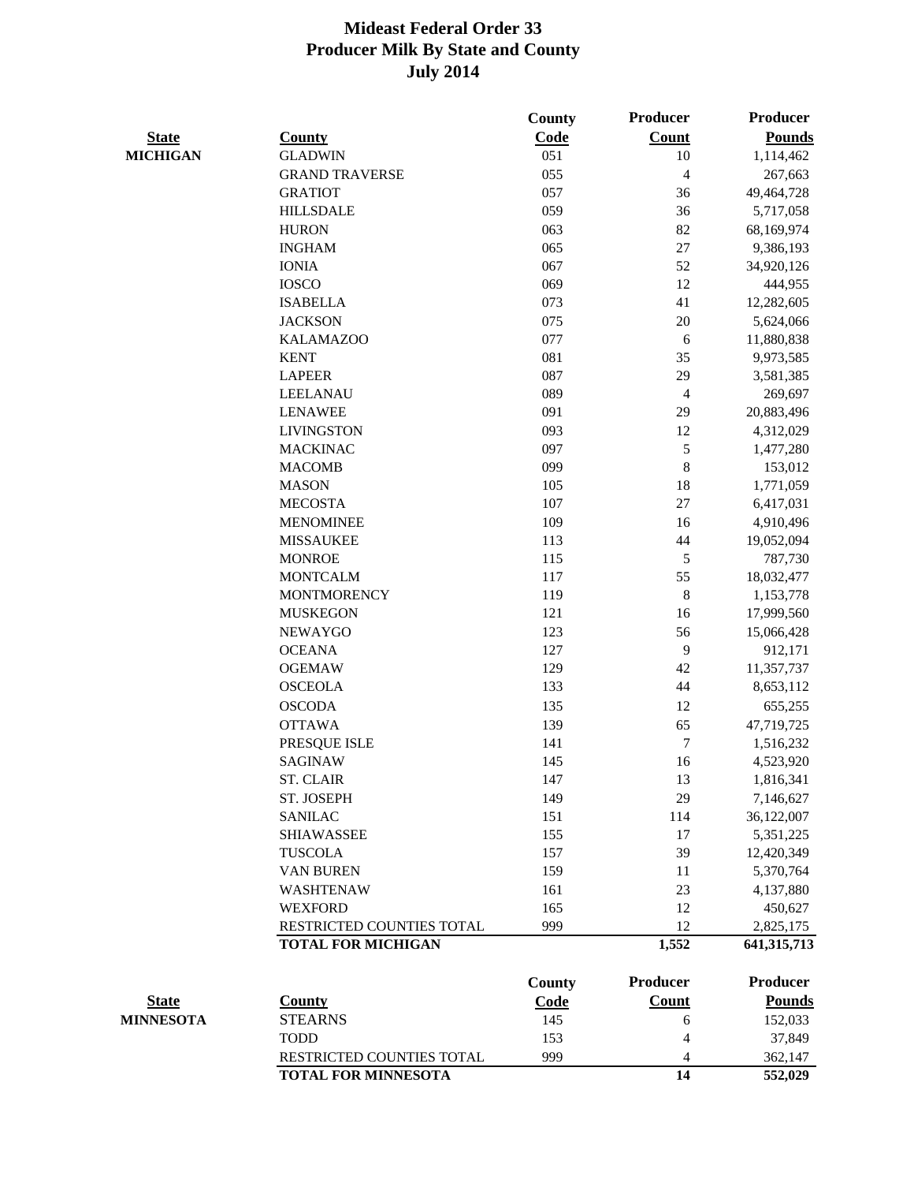# Mideast Federal Order 33
## Producer Milk By State and County
## July 2014

| State | County | County Code | Producer Count | Producer Pounds |
|---|---|---|---|---|
| MICHIGAN | GLADWIN | 051 | 10 | 1,114,462 |
| | GRAND TRAVERSE | 055 | 4 | 267,663 |
| | GRATIOT | 057 | 36 | 49,464,728 |
| | HILLSDALE | 059 | 36 | 5,717,058 |
| | HURON | 063 | 82 | 68,169,974 |
| | INGHAM | 065 | 27 | 9,386,193 |
| | IONIA | 067 | 52 | 34,920,126 |
| | IOSCO | 069 | 12 | 444,955 |
| | ISABELLA | 073 | 41 | 12,282,605 |
| | JACKSON | 075 | 20 | 5,624,066 |
| | KALAMAZOO | 077 | 6 | 11,880,838 |
| | KENT | 081 | 35 | 9,973,585 |
| | LAPEER | 087 | 29 | 3,581,385 |
| | LEELANAU | 089 | 4 | 269,697 |
| | LENAWEE | 091 | 29 | 20,883,496 |
| | LIVINGSTON | 093 | 12 | 4,312,029 |
| | MACKINAC | 097 | 5 | 1,477,280 |
| | MACOMB | 099 | 8 | 153,012 |
| | MASON | 105 | 18 | 1,771,059 |
| | MECOSTA | 107 | 27 | 6,417,031 |
| | MENOMINEE | 109 | 16 | 4,910,496 |
| | MISSAUKEE | 113 | 44 | 19,052,094 |
| | MONROE | 115 | 5 | 787,730 |
| | MONTCALM | 117 | 55 | 18,032,477 |
| | MONTMORENCY | 119 | 8 | 1,153,778 |
| | MUSKEGON | 121 | 16 | 17,999,560 |
| | NEWAYGO | 123 | 56 | 15,066,428 |
| | OCEANA | 127 | 9 | 912,171 |
| | OGEMAW | 129 | 42 | 11,357,737 |
| | OSCEOLA | 133 | 44 | 8,653,112 |
| | OSCODA | 135 | 12 | 655,255 |
| | OTTAWA | 139 | 65 | 47,719,725 |
| | PRESQUE ISLE | 141 | 7 | 1,516,232 |
| | SAGINAW | 145 | 16 | 4,523,920 |
| | ST. CLAIR | 147 | 13 | 1,816,341 |
| | ST. JOSEPH | 149 | 29 | 7,146,627 |
| | SANILAC | 151 | 114 | 36,122,007 |
| | SHIAWASSEE | 155 | 17 | 5,351,225 |
| | TUSCOLA | 157 | 39 | 12,420,349 |
| | VAN BUREN | 159 | 11 | 5,370,764 |
| | WASHTENAW | 161 | 23 | 4,137,880 |
| | WEXFORD | 165 | 12 | 450,627 |
| | RESTRICTED COUNTIES TOTAL | 999 | 12 | 2,825,175 |
| | **TOTAL FOR MICHIGAN** | | **1,552** | **641,315,713** |

| State | County | County Code | Producer Count | Producer Pounds |
|---|---|---|---|---|
| MINNESOTA | STEARNS | 145 | 6 | 152,033 |
| | TODD | 153 | 4 | 37,849 |
| | RESTRICTED COUNTIES TOTAL | 999 | 4 | 362,147 |
| | **TOTAL FOR MINNESOTA** | | **14** | **552,029** |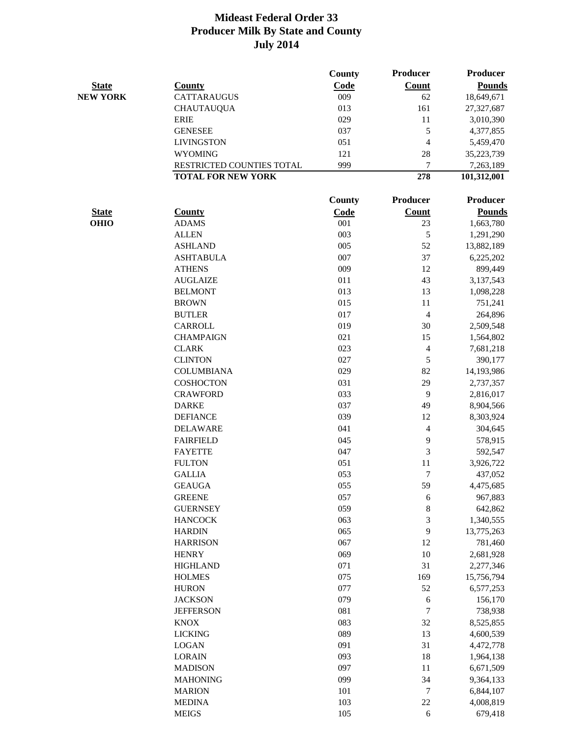# Mideast Federal Order 33
## Producer Milk By State and County
## July 2014

| State | County | County Code | Producer Count | Producer Pounds |
|---|---|---|---|---|
| NEW YORK | CATTARAUGUS | 009 | 62 | 18,649,671 |
| | CHAUTAUQUA | 013 | 161 | 27,327,687 |
| | ERIE | 029 | 11 | 3,010,390 |
| | GENESEE | 037 | 5 | 4,377,855 |
| | LIVINGSTON | 051 | 4 | 5,459,470 |
| | WYOMING | 121 | 28 | 35,223,739 |
| | RESTRICTED COUNTIES TOTAL | 999 | 7 | 7,263,189 |
| | **TOTAL FOR NEW YORK** | | **278** | **101,312,001** |

| State | County | County Code | Producer Count | Producer Pounds |
|---|---|---|---|---|
| OHIO | ADAMS | 001 | 23 | 1,663,780 |
| | ALLEN | 003 | 5 | 1,291,290 |
| | ASHLAND | 005 | 52 | 13,882,189 |
| | ASHTABULA | 007 | 37 | 6,225,202 |
| | ATHENS | 009 | 12 | 899,449 |
| | AUGLAIZE | 011 | 43 | 3,137,543 |
| | BELMONT | 013 | 13 | 1,098,228 |
| | BROWN | 015 | 11 | 751,241 |
| | BUTLER | 017 | 4 | 264,896 |
| | CARROLL | 019 | 30 | 2,509,548 |
| | CHAMPAIGN | 021 | 15 | 1,564,802 |
| | CLARK | 023 | 4 | 7,681,218 |
| | CLINTON | 027 | 5 | 390,177 |
| | COLUMBIANA | 029 | 82 | 14,193,986 |
| | COSHOCTON | 031 | 29 | 2,737,357 |
| | CRAWFORD | 033 | 9 | 2,816,017 |
| | DARKE | 037 | 49 | 8,904,566 |
| | DEFIANCE | 039 | 12 | 8,303,924 |
| | DELAWARE | 041 | 4 | 304,645 |
| | FAIRFIELD | 045 | 9 | 578,915 |
| | FAYETTE | 047 | 3 | 592,547 |
| | FULTON | 051 | 11 | 3,926,722 |
| | GALLIA | 053 | 7 | 437,052 |
| | GEAUGA | 055 | 59 | 4,475,685 |
| | GREENE | 057 | 6 | 967,883 |
| | GUERNSEY | 059 | 8 | 642,862 |
| | HANCOCK | 063 | 3 | 1,340,555 |
| | HARDIN | 065 | 9 | 13,775,263 |
| | HARRISON | 067 | 12 | 781,460 |
| | HENRY | 069 | 10 | 2,681,928 |
| | HIGHLAND | 071 | 31 | 2,277,346 |
| | HOLMES | 075 | 169 | 15,756,794 |
| | HURON | 077 | 52 | 6,577,253 |
| | JACKSON | 079 | 6 | 156,170 |
| | JEFFERSON | 081 | 7 | 738,938 |
| | KNOX | 083 | 32 | 8,525,855 |
| | LICKING | 089 | 13 | 4,600,539 |
| | LOGAN | 091 | 31 | 4,472,778 |
| | LORAIN | 093 | 18 | 1,964,138 |
| | MADISON | 097 | 11 | 6,671,509 |
| | MAHONING | 099 | 34 | 9,364,133 |
| | MARION | 101 | 7 | 6,844,107 |
| | MEDINA | 103 | 22 | 4,008,819 |
| | MEIGS | 105 | 6 | 679,418 |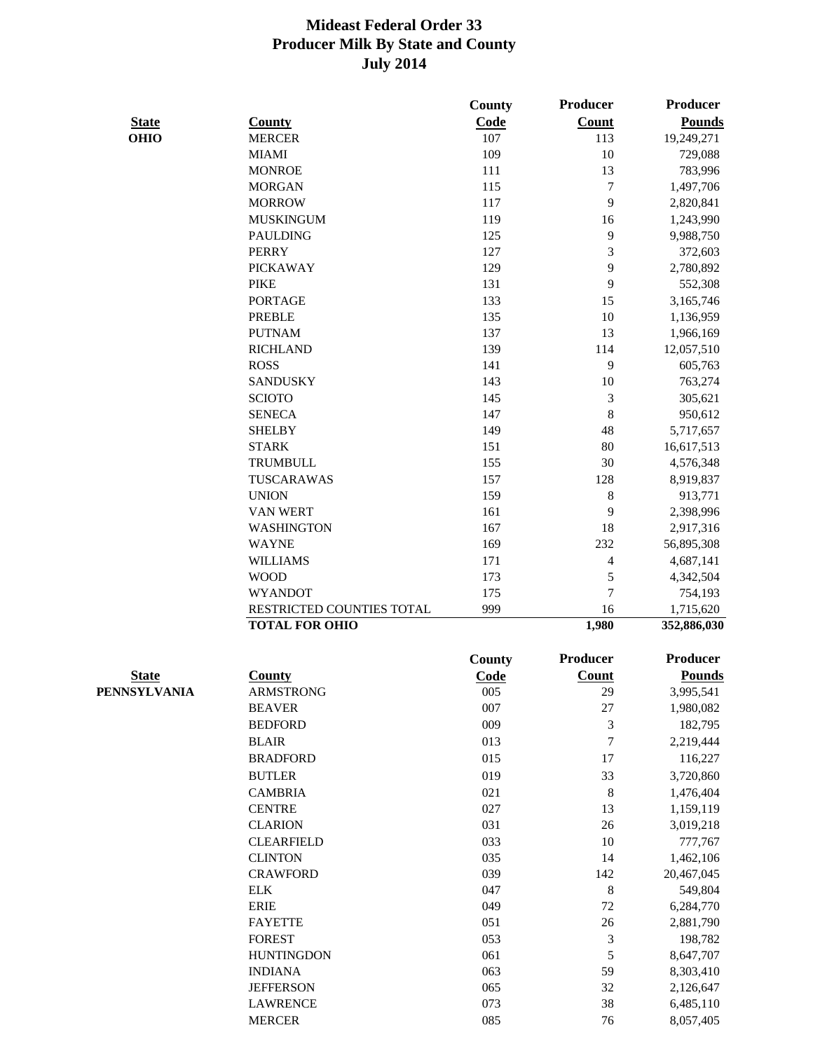# Mideast Federal Order 33
## Producer Milk By State and County
## July 2014

| State | County | County Code | Producer Count | Producer Pounds |
|---|---|---|---|---|
| OHIO | MERCER | 107 | 113 | 19,249,271 |
| | MIAMI | 109 | 10 | 729,088 |
| | MONROE | 111 | 13 | 783,996 |
| | MORGAN | 115 | 7 | 1,497,706 |
| | MORROW | 117 | 9 | 2,820,841 |
| | MUSKINGUM | 119 | 16 | 1,243,990 |
| | PAULDING | 125 | 9 | 9,988,750 |
| | PERRY | 127 | 3 | 372,603 |
| | PICKAWAY | 129 | 9 | 2,780,892 |
| | PIKE | 131 | 9 | 552,308 |
| | PORTAGE | 133 | 15 | 3,165,746 |
| | PREBLE | 135 | 10 | 1,136,959 |
| | PUTNAM | 137 | 13 | 1,966,169 |
| | RICHLAND | 139 | 114 | 12,057,510 |
| | ROSS | 141 | 9 | 605,763 |
| | SANDUSKY | 143 | 10 | 763,274 |
| | SCIOTO | 145 | 3 | 305,621 |
| | SENECA | 147 | 8 | 950,612 |
| | SHELBY | 149 | 48 | 5,717,657 |
| | STARK | 151 | 80 | 16,617,513 |
| | TRUMBULL | 155 | 30 | 4,576,348 |
| | TUSCARAWAS | 157 | 128 | 8,919,837 |
| | UNION | 159 | 8 | 913,771 |
| | VAN WERT | 161 | 9 | 2,398,996 |
| | WASHINGTON | 167 | 18 | 2,917,316 |
| | WAYNE | 169 | 232 | 56,895,308 |
| | WILLIAMS | 171 | 4 | 4,687,141 |
| | WOOD | 173 | 5 | 4,342,504 |
| | WYANDOT | 175 | 7 | 754,193 |
| | RESTRICTED COUNTIES TOTAL | 999 | 16 | 1,715,620 |
| | **TOTAL FOR OHIO** | | **1,980** | **352,886,030** |

| State | County | County Code | Producer Count | Producer Pounds |
|---|---|---|---|---|
| PENNSYLVANIA | ARMSTRONG | 005 | 29 | 3,995,541 |
| | BEAVER | 007 | 27 | 1,980,082 |
| | BEDFORD | 009 | 3 | 182,795 |
| | BLAIR | 013 | 7 | 2,219,444 |
| | BRADFORD | 015 | 17 | 116,227 |
| | BUTLER | 019 | 33 | 3,720,860 |
| | CAMBRIA | 021 | 8 | 1,476,404 |
| | CENTRE | 027 | 13 | 1,159,119 |
| | CLARION | 031 | 26 | 3,019,218 |
| | CLEARFIELD | 033 | 10 | 777,767 |
| | CLINTON | 035 | 14 | 1,462,106 |
| | CRAWFORD | 039 | 142 | 20,467,045 |
| | ELK | 047 | 8 | 549,804 |
| | ERIE | 049 | 72 | 6,284,770 |
| | FAYETTE | 051 | 26 | 2,881,790 |
| | FOREST | 053 | 3 | 198,782 |
| | HUNTINGDON | 061 | 5 | 8,647,707 |
| | INDIANA | 063 | 59 | 8,303,410 |
| | JEFFERSON | 065 | 32 | 2,126,647 |
| | LAWRENCE | 073 | 38 | 6,485,110 |
| | MERCER | 085 | 76 | 8,057,405 |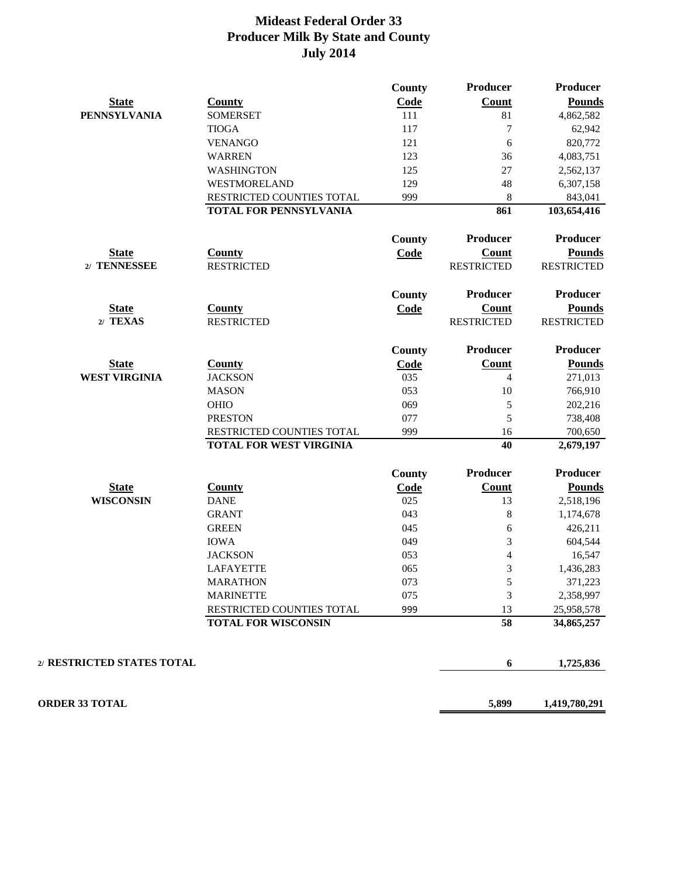# Mideast Federal Order 33
## Producer Milk By State and County
## July 2014

| State | County | County Code | Producer Count | Producer Pounds |
|---|---|---|---|---|
| **PENNSYLVANIA** | SOMERSET | 111 | 81 | 4,862,582 |
| | TIOGA | 117 | 7 | 62,942 |
| | VENANGO | 121 | 6 | 820,772 |
| | WARREN | 123 | 36 | 4,083,751 |
| | WASHINGTON | 125 | 27 | 2,562,137 |
| | WESTMORELAND | 129 | 48 | 6,307,158 |
| | RESTRICTED COUNTIES TOTAL | 999 | 8 | 843,041 |
| | **TOTAL FOR PENNSYLVANIA** | | **861** | **103,654,416** |

| State | County | County Code | Producer Count | Producer Pounds |
|---|---|---|---|---|
| 2/ **TENNESSEE** | RESTRICTED | | RESTRICTED | RESTRICTED |

| State | County | County Code | Producer Count | Producer Pounds |
|---|---|---|---|---|
| 2/ **TEXAS** | RESTRICTED | | RESTRICTED | RESTRICTED |

| State | County | County Code | Producer Count | Producer Pounds |
|---|---|---|---|---|
| **WEST VIRGINIA** | JACKSON | 035 | 4 | 271,013 |
| | MASON | 053 | 10 | 766,910 |
| | OHIO | 069 | 5 | 202,216 |
| | PRESTON | 077 | 5 | 738,408 |
| | RESTRICTED COUNTIES TOTAL | 999 | 16 | 700,650 |
| | **TOTAL FOR WEST VIRGINIA** | | **40** | **2,679,197** |

| State | County | County Code | Producer Count | Producer Pounds |
|---|---|---|---|---|
| **WISCONSIN** | DANE | 025 | 13 | 2,518,196 |
| | GRANT | 043 | 8 | 1,174,678 |
| | GREEN | 045 | 6 | 426,211 |
| | IOWA | 049 | 3 | 604,544 |
| | JACKSON | 053 | 4 | 16,547 |
| | LAFAYETTE | 065 | 3 | 1,436,283 |
| | MARATHON | 073 | 5 | 371,223 |
| | MARINETTE | 075 | 3 | 2,358,997 |
| | RESTRICTED COUNTIES TOTAL | 999 | 13 | 25,958,578 |
| | **TOTAL FOR WISCONSIN** | | **58** | **34,865,257** |

| | Producer Count | Producer Pounds |
|---|---|---|
| 2/ **RESTRICTED STATES TOTAL** | **6** | **1,725,836** |
| **ORDER 33 TOTAL** | **5,899** | **1,419,780,291** |